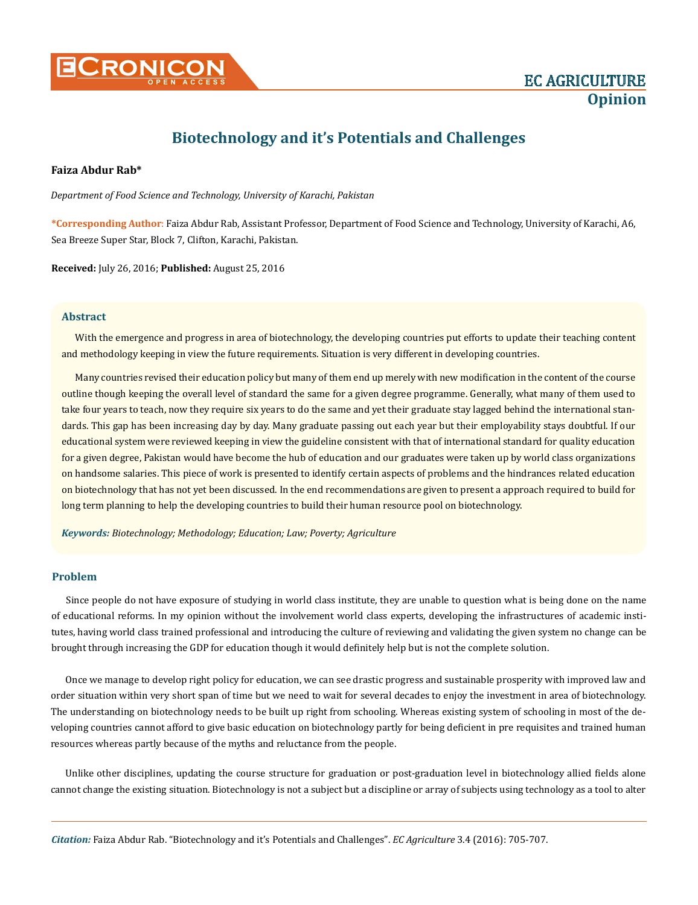# Biotechnology and it's Potentials and Challenges

**Faiza Abdur Rab***

*Department of Food Science and Technology, University of Karachi, Pakistan*

***Corresponding Author**: Faiza Abdur Rab, Assistant Professor, Department of Food Science and Technology, University of Karachi, A6, Sea Breeze Super Star, Block 7, Clifton, Karachi, Pakistan.

**Received:** July 26, 2016; **Published:** August 25, 2016

## Abstract

With the emergence and progress in area of biotechnology, the developing countries put efforts to update their teaching content and methodology keeping in view the future requirements. Situation is very different in developing countries.

Many countries revised their education policy but many of them end up merely with new modification in the content of the course outline though keeping the overall level of standard the same for a given degree programme. Generally, what many of them used to take four years to teach, now they require six years to do the same and yet their graduate stay lagged behind the international standards. This gap has been increasing day by day. Many graduate passing out each year but their employability stays doubtful. If our educational system were reviewed keeping in view the guideline consistent with that of international standard for quality education for a given degree, Pakistan would have become the hub of education and our graduates were taken up by world class organizations on handsome salaries. This piece of work is presented to identify certain aspects of problems and the hindrances related education on biotechnology that has not yet been discussed. In the end recommendations are given to present a approach required to build for long term planning to help the developing countries to build their human resource pool on biotechnology.

***Keywords:*** *Biotechnology; Methodology; Education; Law; Poverty; Agriculture*

## Problem

Since people do not have exposure of studying in world class institute, they are unable to question what is being done on the name of educational reforms. In my opinion without the involvement world class experts, developing the infrastructures of academic institutes, having world class trained professional and introducing the culture of reviewing and validating the given system no change can be brought through increasing the GDP for education though it would definitely help but is not the complete solution.

Once we manage to develop right policy for education, we can see drastic progress and sustainable prosperity with improved law and order situation within very short span of time but we need to wait for several decades to enjoy the investment in area of biotechnology. The understanding on biotechnology needs to be built up right from schooling. Whereas existing system of schooling in most of the developing countries cannot afford to give basic education on biotechnology partly for being deficient in pre requisites and trained human resources whereas partly because of the myths and reluctance from the people.

Unlike other disciplines, updating the course structure for graduation or post-graduation level in biotechnology allied fields alone cannot change the existing situation. Biotechnology is not a subject but a discipline or array of subjects using technology as a tool to alter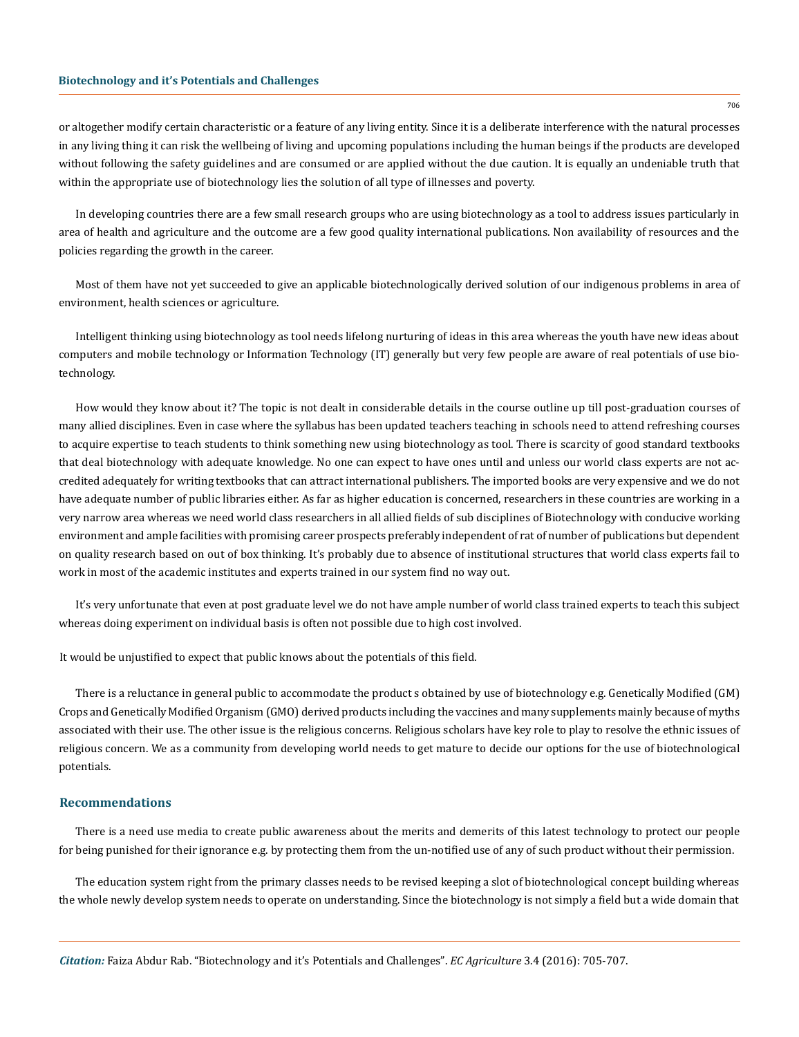or altogether modify certain characteristic or a feature of any living entity. Since it is a deliberate interference with the natural processes in any living thing it can risk the wellbeing of living and upcoming populations including the human beings if the products are developed without following the safety guidelines and are consumed or are applied without the due caution. It is equally an undeniable truth that within the appropriate use of biotechnology lies the solution of all type of illnesses and poverty.

In developing countries there are a few small research groups who are using biotechnology as a tool to address issues particularly in area of health and agriculture and the outcome are a few good quality international publications. Non availability of resources and the policies regarding the growth in the career.

Most of them have not yet succeeded to give an applicable biotechnologically derived solution of our indigenous problems in area of environment, health sciences or agriculture.

Intelligent thinking using biotechnology as tool needs lifelong nurturing of ideas in this area whereas the youth have new ideas about computers and mobile technology or Information Technology (IT) generally but very few people are aware of real potentials of use biotechnology.

How would they know about it? The topic is not dealt in considerable details in the course outline up till post-graduation courses of many allied disciplines. Even in case where the syllabus has been updated teachers teaching in schools need to attend refreshing courses to acquire expertise to teach students to think something new using biotechnology as tool. There is scarcity of good standard textbooks that deal biotechnology with adequate knowledge. No one can expect to have ones until and unless our world class experts are not accredited adequately for writing textbooks that can attract international publishers. The imported books are very expensive and we do not have adequate number of public libraries either. As far as higher education is concerned, researchers in these countries are working in a very narrow area whereas we need world class researchers in all allied fields of sub disciplines of Biotechnology with conducive working environment and ample facilities with promising career prospects preferably independent of rat of number of publications but dependent on quality research based on out of box thinking. It's probably due to absence of institutional structures that world class experts fail to work in most of the academic institutes and experts trained in our system find no way out.

It's very unfortunate that even at post graduate level we do not have ample number of world class trained experts to teach this subject whereas doing experiment on individual basis is often not possible due to high cost involved.

It would be unjustified to expect that public knows about the potentials of this field.

There is a reluctance in general public to accommodate the product s obtained by use of biotechnology e.g. Genetically Modified (GM) Crops and Genetically Modified Organism (GMO) derived products including the vaccines and many supplements mainly because of myths associated with their use. The other issue is the religious concerns. Religious scholars have key role to play to resolve the ethnic issues of religious concern. We as a community from developing world needs to get mature to decide our options for the use of biotechnological potentials.

## Recommendations

There is a need use media to create public awareness about the merits and demerits of this latest technology to protect our people for being punished for their ignorance e.g. by protecting them from the un-notified use of any of such product without their permission.

The education system right from the primary classes needs to be revised keeping a slot of biotechnological concept building whereas the whole newly develop system needs to operate on understanding. Since the biotechnology is not simply a field but a wide domain that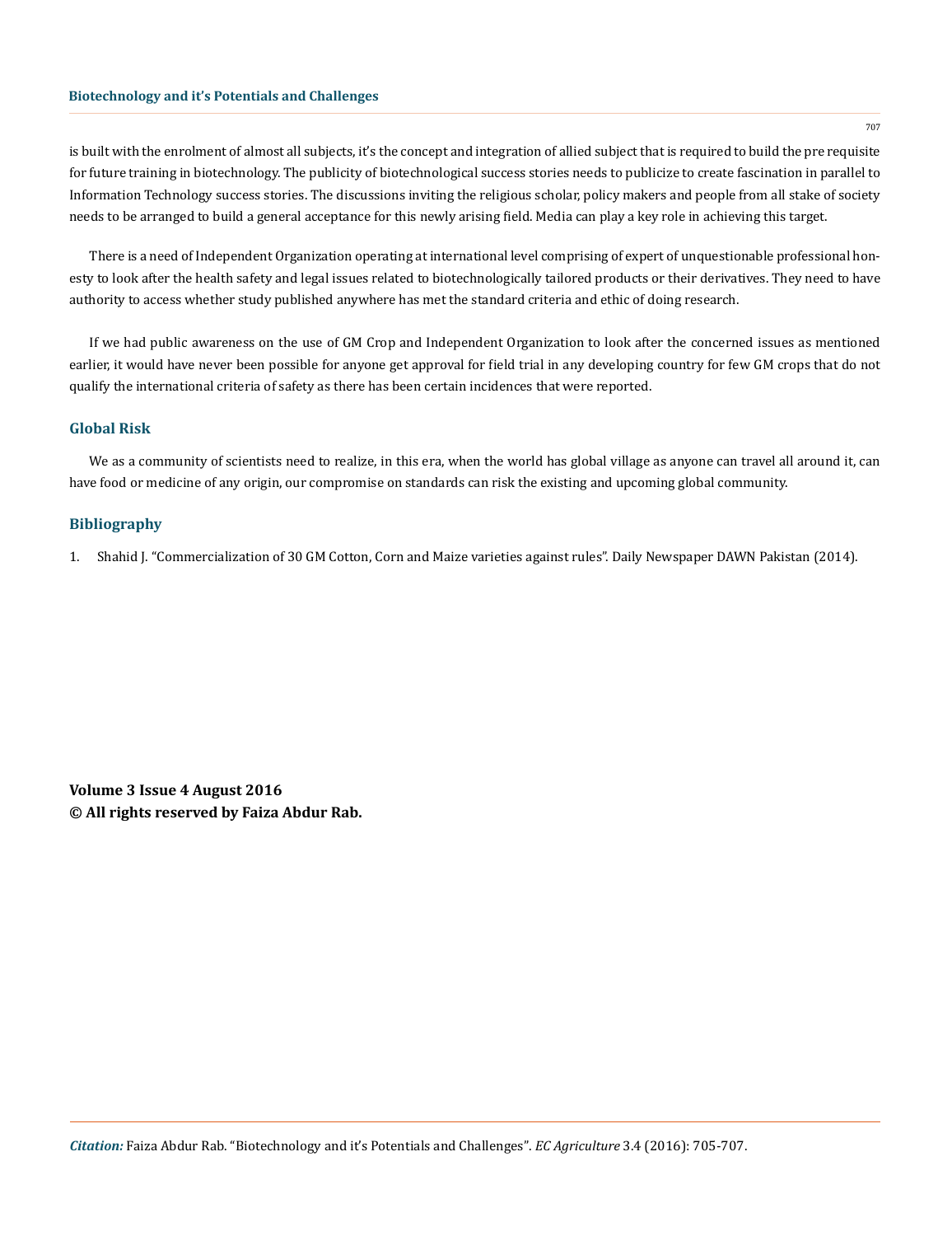is built with the enrolment of almost all subjects, it's the concept and integration of allied subject that is required to build the pre requisite for future training in biotechnology. The publicity of biotechnological success stories needs to publicize to create fascination in parallel to Information Technology success stories. The discussions inviting the religious scholar, policy makers and people from all stake of society needs to be arranged to build a general acceptance for this newly arising field. Media can play a key role in achieving this target.

There is a need of Independent Organization operating at international level comprising of expert of unquestionable professional honesty to look after the health safety and legal issues related to biotechnologically tailored products or their derivatives. They need to have authority to access whether study published anywhere has met the standard criteria and ethic of doing research.

If we had public awareness on the use of GM Crop and Independent Organization to look after the concerned issues as mentioned earlier, it would have never been possible for anyone get approval for field trial in any developing country for few GM crops that do not qualify the international criteria of safety as there has been certain incidences that were reported.

## Global Risk

We as a community of scientists need to realize, in this era, when the world has global village as anyone can travel all around it, can have food or medicine of any origin, our compromise on standards can risk the existing and upcoming global community.

## Bibliography

1. Shahid J. "Commercialization of 30 GM Cotton, Corn and Maize varieties against rules". Daily Newspaper DAWN Pakistan (2014).

**Volume 3 Issue 4 August 2016**
**© All rights reserved by Faiza Abdur Rab.**